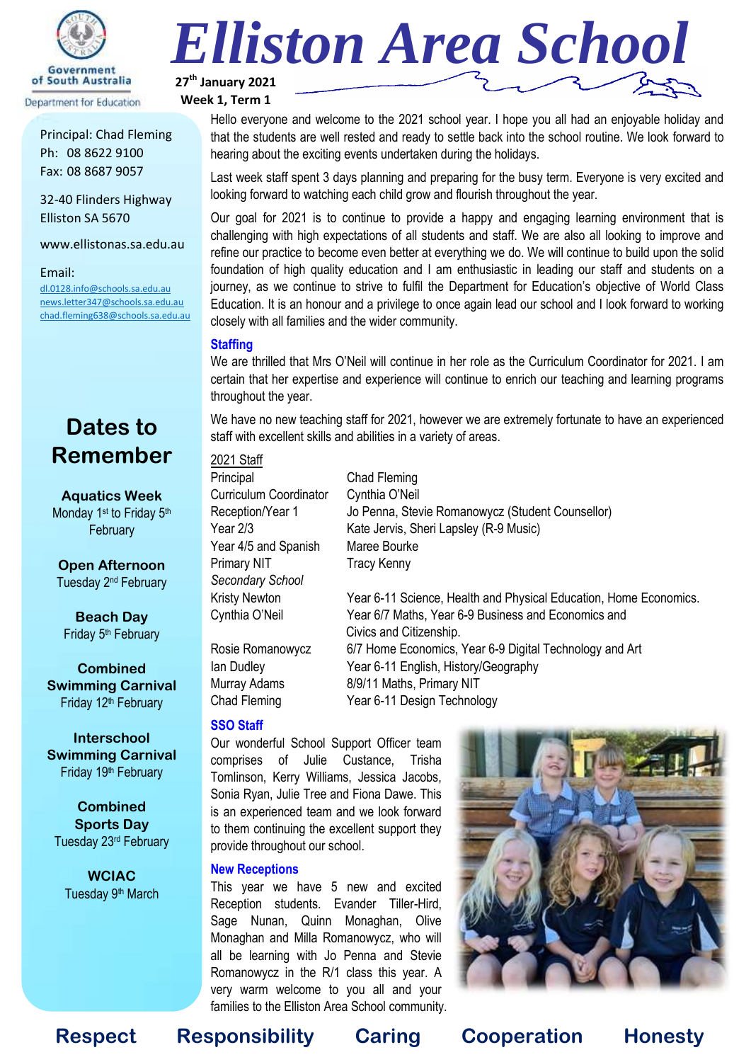# Elliston Area School

27th January 2021
Week 1, Term 1

Government of South Australia
Department for Education

Principal: Chad Fleming
Ph: 08 8622 9100
Fax: 08 8687 9057

32-40 Flinders Highway
Elliston SA 5670

www.ellistonas.sa.edu.au

Email:
dl.0128.info@schools.sa.edu.au
news.letter347@schools.sa.edu.au
chad.fleming638@schools.sa.edu.au

## Dates to Remember

**Aquatics Week**
Monday 1st to Friday 5th February

**Open Afternoon**
Tuesday 2nd February

**Beach Day**
Friday 5th February

**Combined Swimming Carnival**
Friday 12th February

**Interschool Swimming Carnival**
Friday 19th February

**Combined Sports Day**
Tuesday 23rd February

**WCIAC**
Tuesday 9th March

Hello everyone and welcome to the 2021 school year. I hope you all had an enjoyable holiday and that the students are well rested and ready to settle back into the school routine. We look forward to hearing about the exciting events undertaken during the holidays.

Last week staff spent 3 days planning and preparing for the busy term. Everyone is very excited and looking forward to watching each child grow and flourish throughout the year.

Our goal for 2021 is to continue to provide a happy and engaging learning environment that is challenging with high expectations of all students and staff. We are also all looking to improve and refine our practice to become even better at everything we do. We will continue to build upon the solid foundation of high quality education and I am enthusiastic in leading our staff and students on a journey, as we continue to strive to fulfil the Department for Education's objective of World Class Education. It is an honour and a privilege to once again lead our school and I look forward to working closely with all families and the wider community.

### Staffing

We are thrilled that Mrs O'Neil will continue in her role as the Curriculum Coordinator for 2021. I am certain that her expertise and experience will continue to enrich our teaching and learning programs throughout the year.

We have no new teaching staff for 2021, however we are extremely fortunate to have an experienced staff with excellent skills and abilities in a variety of areas.

2021 Staff

| | |
|---|---|
| Principal | Chad Fleming |
| Curriculum Coordinator | Cynthia O'Neil |
| Reception/Year 1 | Jo Penna, Stevie Romanowycz (Student Counsellor) |
| Year 2/3 | Kate Jervis, Sheri Lapsley (R-9 Music) |
| Year 4/5 and Spanish | Maree Bourke |
| Primary NIT | Tracy Kenny |
| *Secondary School* | |
| Kristy Newton | Year 6-11 Science, Health and Physical Education, Home Economics. |
| Cynthia O'Neil | Year 6/7 Maths, Year 6-9 Business and Economics and Civics and Citizenship. |
| Rosie Romanowycz | 6/7 Home Economics, Year 6-9 Digital Technology and Art |
| Ian Dudley | Year 6-11 English, History/Geography |
| Murray Adams | 8/9/11 Maths, Primary NIT |
| Chad Fleming | Year 6-11 Design Technology |

### SSO Staff

Our wonderful School Support Officer team comprises of Julie Custance, Trisha Tomlinson, Kerry Williams, Jessica Jacobs, Sonia Ryan, Julie Tree and Fiona Dawe. This is an experienced team and we look forward to them continuing the excellent support they provide throughout our school.

### New Receptions

This year we have 5 new and excited Reception students. Evander Tiller-Hird, Sage Nunan, Quinn Monaghan, Olive Monaghan and Milla Romanowycz, who will all be learning with Jo Penna and Stevie Romanowycz in the R/1 class this year. A very warm welcome to you all and your families to the Elliston Area School community.

**Respect Responsibility Caring Cooperation Honesty**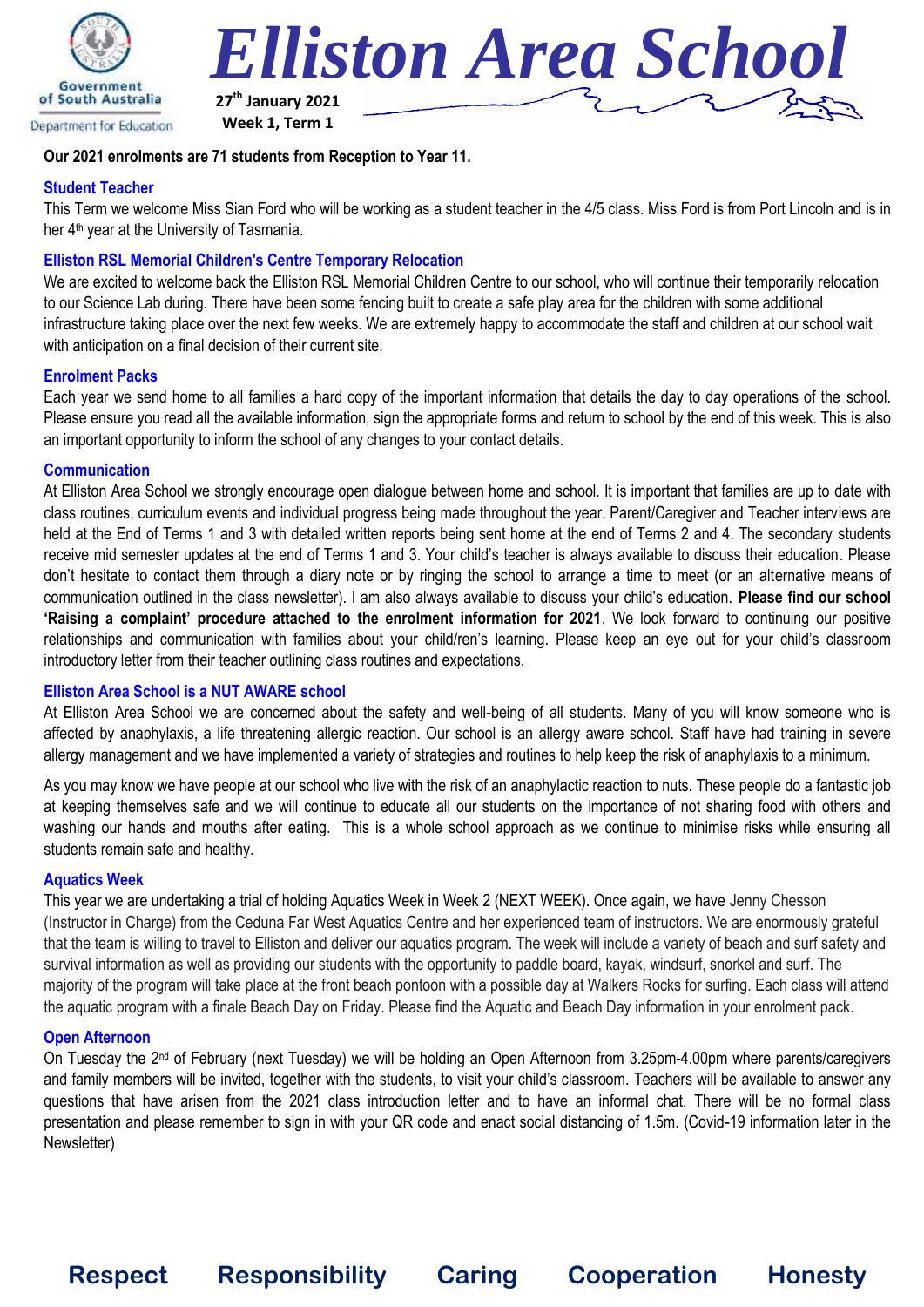# Elliston Area School

**27th January 2021**
**Week 1, Term 1**

**Our 2021 enrolments are 71 students from Reception to Year 11.**

## Student Teacher

This Term we welcome Miss Sian Ford who will be working as a student teacher in the 4/5 class. Miss Ford is from Port Lincoln and is in her 4th year at the University of Tasmania.

## Elliston RSL Memorial Children's Centre Temporary Relocation

We are excited to welcome back the Elliston RSL Memorial Children Centre to our school, who will continue their temporarily relocation to our Science Lab during. There have been some fencing built to create a safe play area for the children with some additional infrastructure taking place over the next few weeks. We are extremely happy to accommodate the staff and children at our school wait with anticipation on a final decision of their current site.

## Enrolment Packs

Each year we send home to all families a hard copy of the important information that details the day to day operations of the school. Please ensure you read all the available information, sign the appropriate forms and return to school by the end of this week. This is also an important opportunity to inform the school of any changes to your contact details.

## Communication

At Elliston Area School we strongly encourage open dialogue between home and school. It is important that families are up to date with class routines, curriculum events and individual progress being made throughout the year. Parent/Caregiver and Teacher interviews are held at the End of Terms 1 and 3 with detailed written reports being sent home at the end of Terms 2 and 4. The secondary students receive mid semester updates at the end of Terms 1 and 3. Your child's teacher is always available to discuss their education. Please don't hesitate to contact them through a diary note or by ringing the school to arrange a time to meet (or an alternative means of communication outlined in the class newsletter). I am also always available to discuss your child's education. **Please find our school 'Raising a complaint' procedure attached to the enrolment information for 2021**. We look forward to continuing our positive relationships and communication with families about your child/ren's learning. Please keep an eye out for your child's classroom introductory letter from their teacher outlining class routines and expectations.

## Elliston Area School is a NUT AWARE school

At Elliston Area School we are concerned about the safety and well-being of all students. Many of you will know someone who is affected by anaphylaxis, a life threatening allergic reaction. Our school is an allergy aware school. Staff have had training in severe allergy management and we have implemented a variety of strategies and routines to help keep the risk of anaphylaxis to a minimum.

As you may know we have people at our school who live with the risk of an anaphylactic reaction to nuts. These people do a fantastic job at keeping themselves safe and we will continue to educate all our students on the importance of not sharing food with others and washing our hands and mouths after eating. This is a whole school approach as we continue to minimise risks while ensuring all students remain safe and healthy.

## Aquatics Week

This year we are undertaking a trial of holding Aquatics Week in Week 2 (NEXT WEEK). Once again, we have Jenny Chesson (Instructor in Charge) from the Ceduna Far West Aquatics Centre and her experienced team of instructors. We are enormously grateful that the team is willing to travel to Elliston and deliver our aquatics program. The week will include a variety of beach and surf safety and survival information as well as providing our students with the opportunity to paddle board, kayak, windsurf, snorkel and surf. The majority of the program will take place at the front beach pontoon with a possible day at Walkers Rocks for surfing. Each class will attend the aquatic program with a finale Beach Day on Friday. Please find the Aquatic and Beach Day information in your enrolment pack.

## Open Afternoon

On Tuesday the 2nd of February (next Tuesday) we will be holding an Open Afternoon from 3.25pm-4.00pm where parents/caregivers and family members will be invited, together with the students, to visit your child's classroom. Teachers will be available to answer any questions that have arisen from the 2021 class introduction letter and to have an informal chat. There will be no formal class presentation and please remember to sign in with your QR code and enact social distancing of 1.5m. (Covid-19 information later in the Newsletter)

**Respect Responsibility Caring Cooperation Honesty**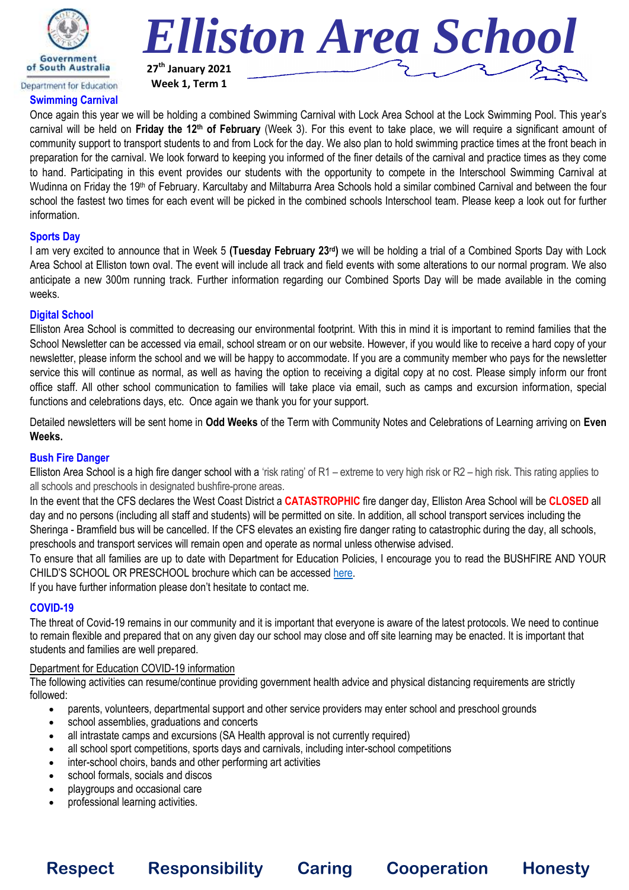# Elliston Area School

**27th January 2021**
**Week 1, Term 1**

## Swimming Carnival

Once again this year we will be holding a combined Swimming Carnival with Lock Area School at the Lock Swimming Pool. This year's carnival will be held on **Friday the 12th of February** (Week 3). For this event to take place, we will require a significant amount of community support to transport students to and from Lock for the day. We also plan to hold swimming practice times at the front beach in preparation for the carnival. We look forward to keeping you informed of the finer details of the carnival and practice times as they come to hand. Participating in this event provides our students with the opportunity to compete in the Interschool Swimming Carnival at Wudinna on Friday the 19th of February. Karcultaby and Miltaburra Area Schools hold a similar combined Carnival and between the four school the fastest two times for each event will be picked in the combined schools Interschool team. Please keep a look out for further information.

## Sports Day

I am very excited to announce that in Week 5 **(Tuesday February 23rd)** we will be holding a trial of a Combined Sports Day with Lock Area School at Elliston town oval. The event will include all track and field events with some alterations to our normal program. We also anticipate a new 300m running track. Further information regarding our Combined Sports Day will be made available in the coming weeks.

## Digital School

Elliston Area School is committed to decreasing our environmental footprint. With this in mind it is important to remind families that the School Newsletter can be accessed via email, school stream or on our website. However, if you would like to receive a hard copy of your newsletter, please inform the school and we will be happy to accommodate. If you are a community member who pays for the newsletter service this will continue as normal, as well as having the option to receiving a digital copy at no cost. Please simply inform our front office staff. All other school communication to families will take place via email, such as camps and excursion information, special functions and celebrations days, etc. Once again we thank you for your support.

Detailed newsletters will be sent home in **Odd Weeks** of the Term with Community Notes and Celebrations of Learning arriving on **Even Weeks.**

## Bush Fire Danger

Elliston Area School is a high fire danger school with a 'risk rating' of R1 – extreme to very high risk or R2 – high risk. This rating applies to all schools and preschools in designated bushfire-prone areas.

In the event that the CFS declares the West Coast District a **CATASTROPHIC** fire danger day, Elliston Area School will be **CLOSED** all day and no persons (including all staff and students) will be permitted on site. In addition, all school transport services including the Sheringa - Bramfield bus will be cancelled. If the CFS elevates an existing fire danger rating to catastrophic during the day, all schools, preschools and transport services will remain open and operate as normal unless otherwise advised.

To ensure that all families are up to date with Department for Education Policies, I encourage you to read the BUSHFIRE AND YOUR CHILD'S SCHOOL OR PRESCHOOL brochure which can be accessed here.

If you have further information please don't hesitate to contact me.

## COVID-19

The threat of Covid-19 remains in our community and it is important that everyone is aware of the latest protocols. We need to continue to remain flexible and prepared that on any given day our school may close and off site learning may be enacted. It is important that students and families are well prepared.

Department for Education COVID-19 information

The following activities can resume/continue providing government health advice and physical distancing requirements are strictly followed:

- parents, volunteers, departmental support and other service providers may enter school and preschool grounds
- school assemblies, graduations and concerts
- all intrastate camps and excursions (SA Health approval is not currently required)
- all school sport competitions, sports days and carnivals, including inter-school competitions
- inter-school choirs, bands and other performing art activities
- school formals, socials and discos
- playgroups and occasional care
- professional learning activities.

**Respect Responsibility Caring Cooperation Honesty**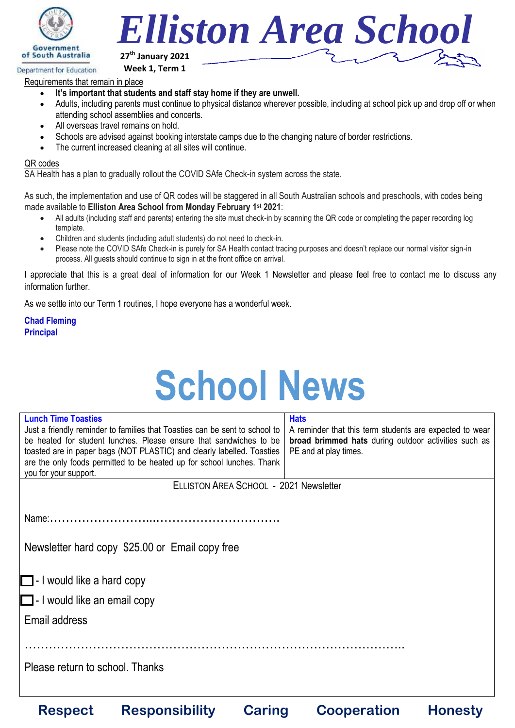# Elliston Area School

**27th January 2021**
**Week 1, Term 1**

Requirements that remain in place

- **It's important that students and staff stay home if they are unwell.**
- Adults, including parents must continue to physical distance wherever possible, including at school pick up and drop off or when attending school assemblies and concerts.
- All overseas travel remains on hold.
- Schools are advised against booking interstate camps due to the changing nature of border restrictions.
- The current increased cleaning at all sites will continue.

QR codes

SA Health has a plan to gradually rollout the COVID SAfe Check-in system across the state.

As such, the implementation and use of QR codes will be staggered in all South Australian schools and preschools, with codes being made available to **Elliston Area School from Monday February 1st 2021**:

- All adults (including staff and parents) entering the site must check-in by scanning the QR code or completing the paper recording log template.
- Children and students (including adult students) do not need to check-in.
- Please note the COVID SAfe Check-in is purely for SA Health contact tracing purposes and doesn't replace our normal visitor sign-in process. All guests should continue to sign in at the front office on arrival.

I appreciate that this is a great deal of information for our Week 1 Newsletter and please feel free to contact me to discuss any information further.

As we settle into our Term 1 routines, I hope everyone has a wonderful week.

**Chad Fleming**
**Principal**

# School News

**Lunch Time Toasties**

Just a friendly reminder to families that Toasties can be sent to school to be heated for student lunches. Please ensure that sandwiches to be toasted are in paper bags (NOT PLASTIC) and clearly labelled. Toasties are the only foods permitted to be heated up for school lunches. Thank you for your support.

**Hats**

A reminder that this term students are expected to wear **broad brimmed hats** during outdoor activities such as PE and at play times.

ELLISTON AREA SCHOOL - 2021 Newsletter

Name:……………………..…………………………

Newsletter hard copy $25.00 or Email copy free

☐ - I would like a hard copy

☐ - I would like an email copy

Email address

………………………………………………………………………………….

Please return to school. Thanks

**Respect  Responsibility  Caring  Cooperation  Honesty**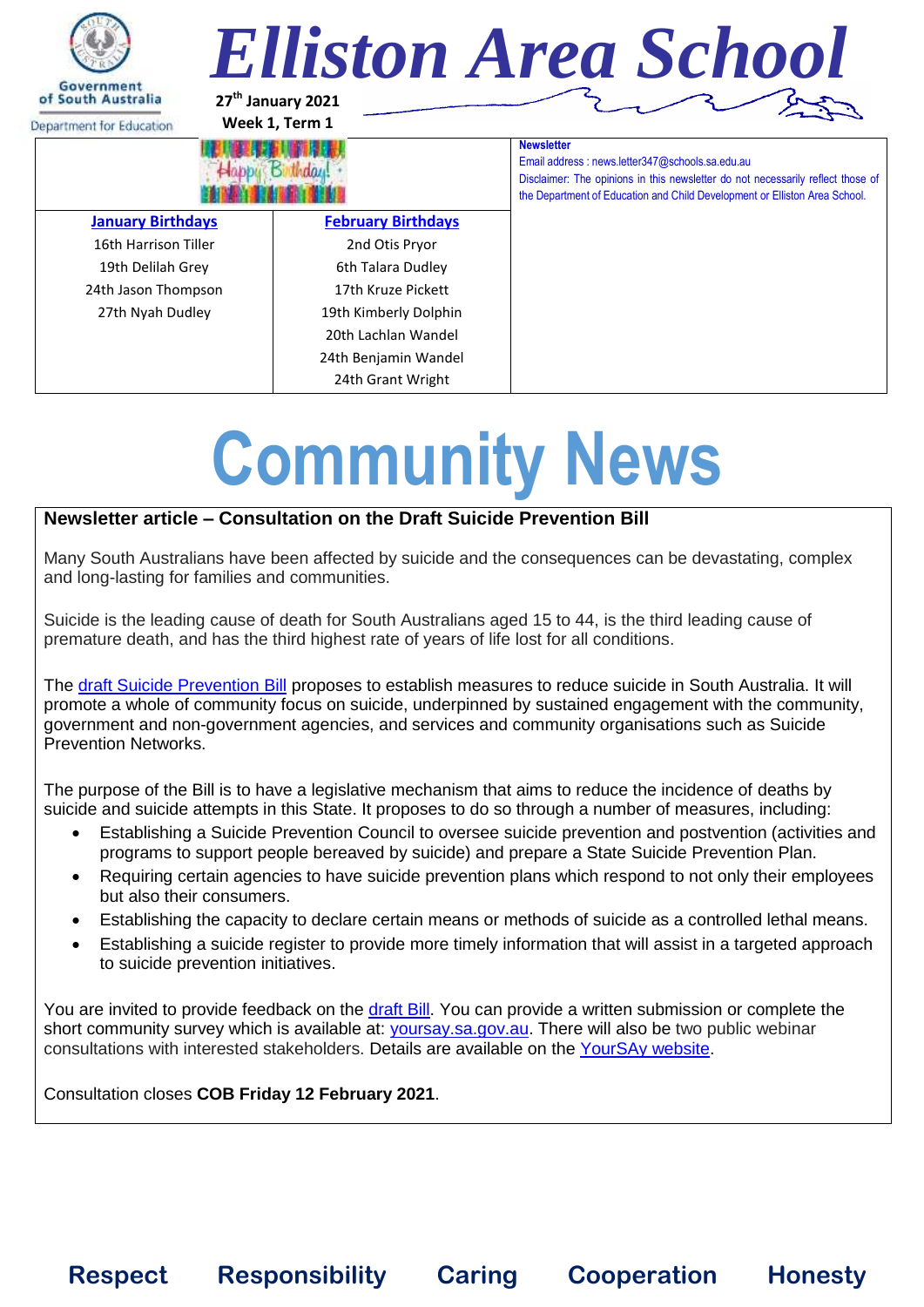# Elliston Area School

27th January 2021
Week 1, Term 1

Happy Birthday!

| January Birthdays | February Birthdays |
|---|---|
| 16th Harrison Tiller | 2nd Otis Pryor |
| 19th Delilah Grey | 6th Talara Dudley |
| 24th Jason Thompson | 17th Kruze Pickett |
| 27th Nyah Dudley | 19th Kimberly Dolphin |
| | 20th Lachlan Wandel |
| | 24th Benjamin Wandel |
| | 24th Grant Wright |

**Newsletter**

Email address : news.letter347@schools.sa.edu.au

Disclaimer: The opinions in this newsletter do not necessarily reflect those of the Department of Education and Child Development or Elliston Area School.

# Community News

## Newsletter article – Consultation on the Draft Suicide Prevention Bill

Many South Australians have been affected by suicide and the consequences can be devastating, complex and long-lasting for families and communities.

Suicide is the leading cause of death for South Australians aged 15 to 44, is the third leading cause of premature death, and has the third highest rate of years of life lost for all conditions.

The draft Suicide Prevention Bill proposes to establish measures to reduce suicide in South Australia. It will promote a whole of community focus on suicide, underpinned by sustained engagement with the community, government and non-government agencies, and services and community organisations such as Suicide Prevention Networks.

The purpose of the Bill is to have a legislative mechanism that aims to reduce the incidence of deaths by suicide and suicide attempts in this State. It proposes to do so through a number of measures, including:

- Establishing a Suicide Prevention Council to oversee suicide prevention and postvention (activities and programs to support people bereaved by suicide) and prepare a State Suicide Prevention Plan.
- Requiring certain agencies to have suicide prevention plans which respond to not only their employees but also their consumers.
- Establishing the capacity to declare certain means or methods of suicide as a controlled lethal means.
- Establishing a suicide register to provide more timely information that will assist in a targeted approach to suicide prevention initiatives.

You are invited to provide feedback on the draft Bill. You can provide a written submission or complete the short community survey which is available at: yoursay.sa.gov.au. There will also be two public webinar consultations with interested stakeholders. Details are available on the YourSAy website.

Consultation closes **COB Friday 12 February 2021**.

**Respect Responsibility Caring Cooperation Honesty**